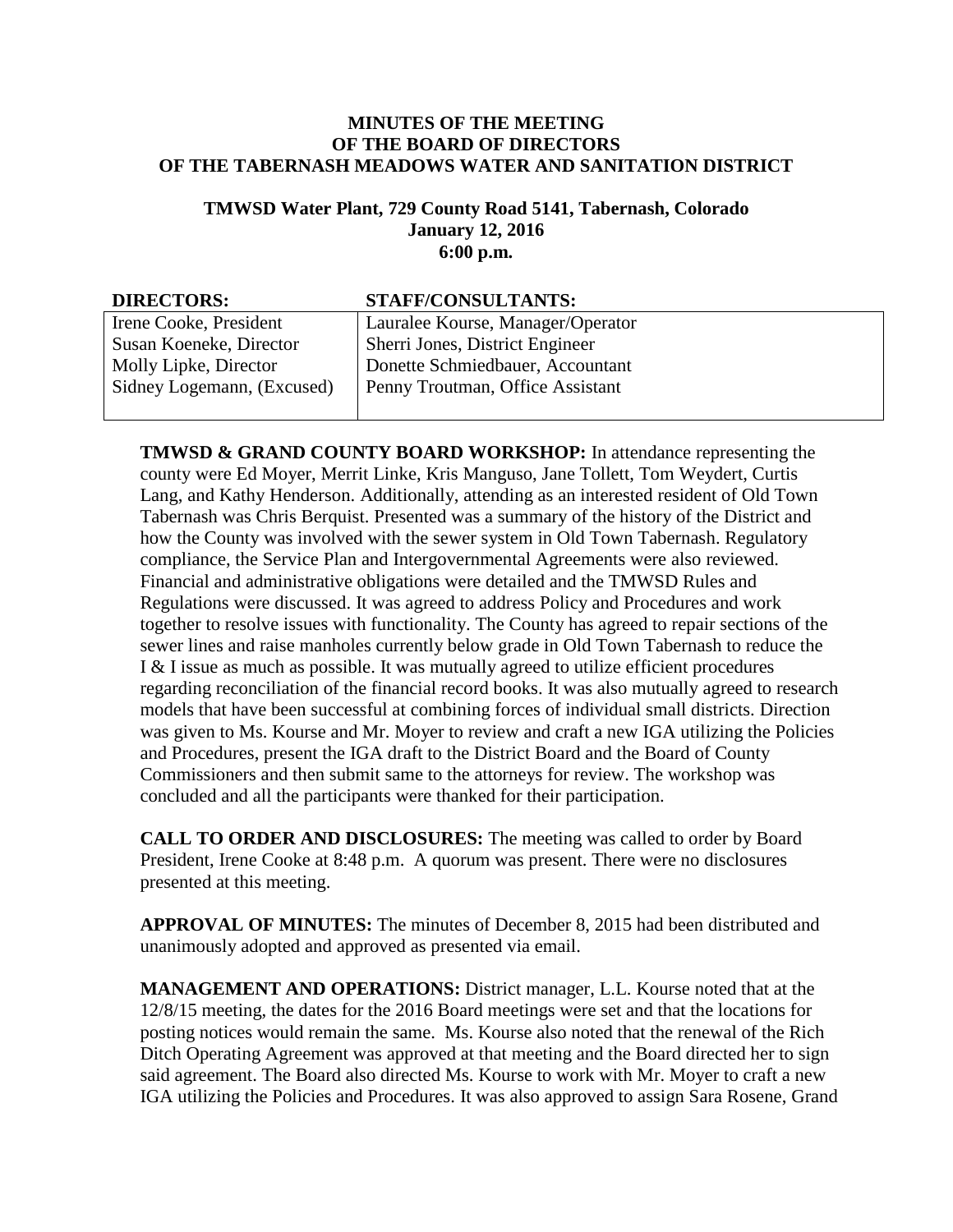**MINUTES OF THE MEETING
OF THE BOARD OF DIRECTORS
OF THE TABERNASH MEADOWS WATER AND SANITATION DISTRICT**

**TMWSD Water Plant, 729 County Road 5141, Tabernash, Colorado
January 12, 2016
6:00 p.m.**

| DIRECTORS: | STAFF/CONSULTANTS: |
|---|---|
| Irene Cooke, President | Lauralee Kourse, Manager/Operator |
| Susan Koeneke, Director | Sherri Jones, District Engineer |
| Molly Lipke, Director | Donette Schmiedbauer, Accountant |
| Sidney Logemann, (Excused) | Penny Troutman, Office Assistant |

**TMWSD & GRAND COUNTY BOARD WORKSHOP:** In attendance representing the county were Ed Moyer, Merrit Linke, Kris Manguso, Jane Tollett, Tom Weydert, Curtis Lang, and Kathy Henderson. Additionally, attending as an interested resident of Old Town Tabernash was Chris Berquist. Presented was a summary of the history of the District and how the County was involved with the sewer system in Old Town Tabernash. Regulatory compliance, the Service Plan and Intergovernmental Agreements were also reviewed. Financial and administrative obligations were detailed and the TMWSD Rules and Regulations were discussed. It was agreed to address Policy and Procedures and work together to resolve issues with functionality. The County has agreed to repair sections of the sewer lines and raise manholes currently below grade in Old Town Tabernash to reduce the I & I issue as much as possible. It was mutually agreed to utilize efficient procedures regarding reconciliation of the financial record books. It was also mutually agreed to research models that have been successful at combining forces of individual small districts. Direction was given to Ms. Kourse and Mr. Moyer to review and craft a new IGA utilizing the Policies and Procedures, present the IGA draft to the District Board and the Board of County Commissioners and then submit same to the attorneys for review. The workshop was concluded and all the participants were thanked for their participation.

**CALL TO ORDER AND DISCLOSURES:** The meeting was called to order by Board President, Irene Cooke at 8:48 p.m. A quorum was present. There were no disclosures presented at this meeting.

**APPROVAL OF MINUTES:** The minutes of December 8, 2015 had been distributed and unanimously adopted and approved as presented via email.

**MANAGEMENT AND OPERATIONS:** District manager, L.L. Kourse noted that at the 12/8/15 meeting, the dates for the 2016 Board meetings were set and that the locations for posting notices would remain the same. Ms. Kourse also noted that the renewal of the Rich Ditch Operating Agreement was approved at that meeting and the Board directed her to sign said agreement. The Board also directed Ms. Kourse to work with Mr. Moyer to craft a new IGA utilizing the Policies and Procedures. It was also approved to assign Sara Rosene, Grand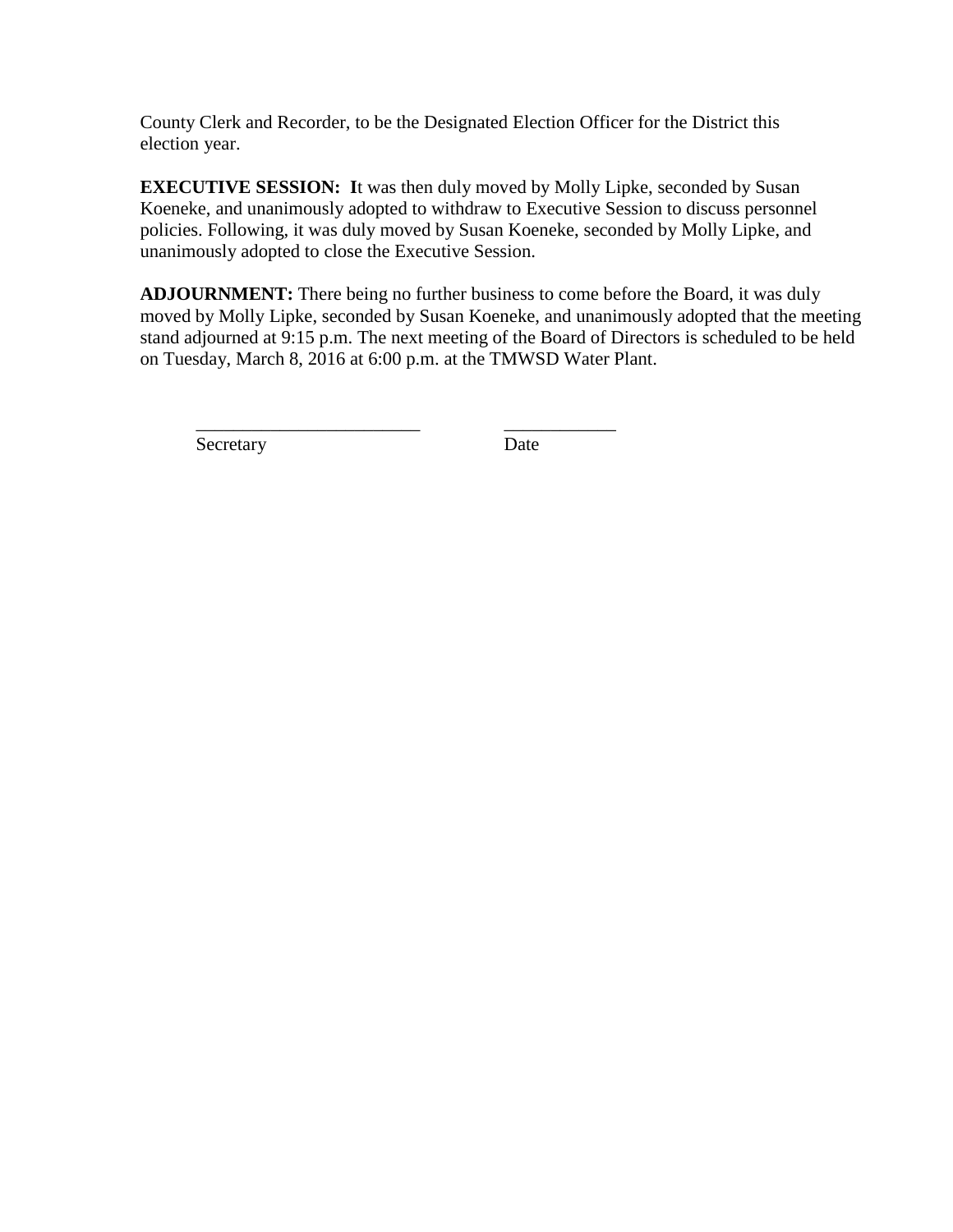County Clerk and Recorder, to be the Designated Election Officer for the District this election year.

**EXECUTIVE SESSION:** **I**t was then duly moved by Molly Lipke, seconded by Susan Koeneke, and unanimously adopted to withdraw to Executive Session to discuss personnel policies. Following, it was duly moved by Susan Koeneke, seconded by Molly Lipke, and unanimously adopted to close the Executive Session.

**ADJOURNMENT:** There being no further business to come before the Board, it was duly moved by Molly Lipke, seconded by Susan Koeneke, and unanimously adopted that the meeting stand adjourned at 9:15 p.m. The next meeting of the Board of Directors is scheduled to be held on Tuesday, March 8, 2016 at 6:00 p.m. at the TMWSD Water Plant.

_________________________ ____________

Secretary Date